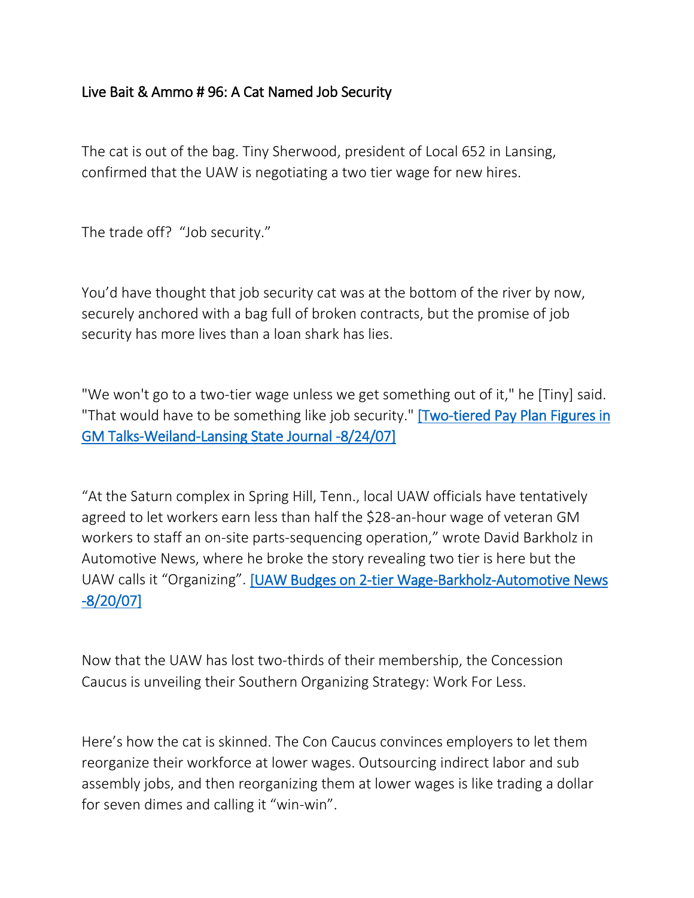# Live Bait & Ammo # 96: A Cat Named Job Security

The cat is out of the bag. Tiny Sherwood, president of Local 652 in Lansing, confirmed that the UAW is negotiating a two tier wage for new hires.

The trade off? "Job security."

You'd have thought that job security cat was at the bottom of the river by now, securely anchored with a bag full of broken contracts, but the promise of job security has more lives than a loan shark has lies.

"We won't go to a two-tier wage unless we get something out of it," he [Tiny] said. "That would have to be something like job security." [Two-tiered Pay Plan Figures in GM Talks-Weiland-Lansing State Journal -8/24/07]

"At the Saturn complex in Spring Hill, Tenn., local UAW officials have tentatively agreed to let workers earn less than half the $28-an-hour wage of veteran GM workers to staff an on-site parts-sequencing operation," wrote David Barkholz in Automotive News, where he broke the story revealing two tier is here but the UAW calls it "Organizing". [UAW Budges on 2-tier Wage-Barkholz-Automotive News -8/20/07]

Now that the UAW has lost two-thirds of their membership, the Concession Caucus is unveiling their Southern Organizing Strategy: Work For Less.

Here's how the cat is skinned. The Con Caucus convinces employers to let them reorganize their workforce at lower wages. Outsourcing indirect labor and sub assembly jobs, and then reorganizing them at lower wages is like trading a dollar for seven dimes and calling it "win-win".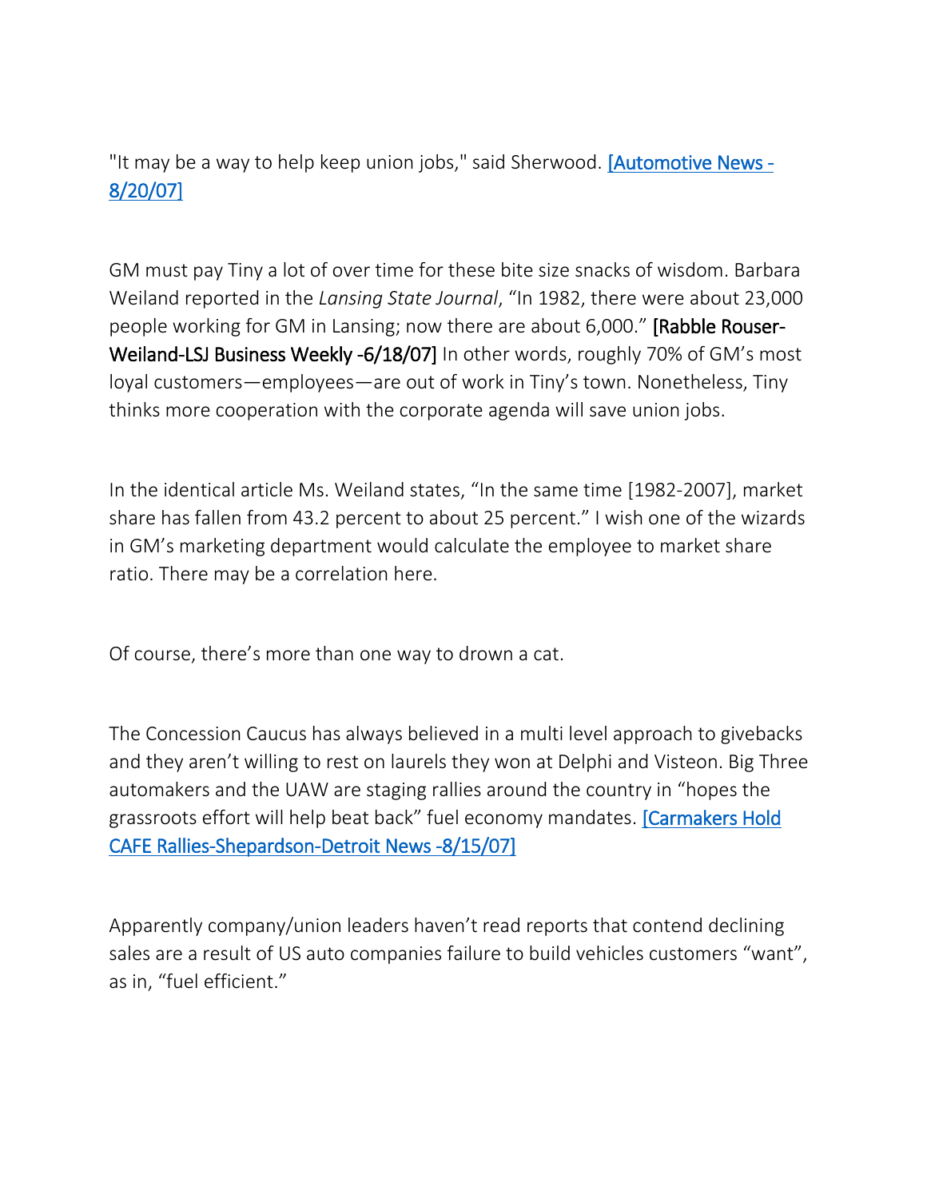"It may be a way to help keep union jobs," said Sherwood. [Automotive News - 8/20/07]

GM must pay Tiny a lot of over time for these bite size snacks of wisdom. Barbara Weiland reported in the *Lansing State Journal*, "In 1982, there were about 23,000 people working for GM in Lansing; now there are about 6,000." [Rabble Rouser-Weiland-LSJ Business Weekly -6/18/07] In other words, roughly 70% of GM's most loyal customers—employees—are out of work in Tiny's town. Nonetheless, Tiny thinks more cooperation with the corporate agenda will save union jobs.

In the identical article Ms. Weiland states, "In the same time [1982-2007], market share has fallen from 43.2 percent to about 25 percent." I wish one of the wizards in GM's marketing department would calculate the employee to market share ratio. There may be a correlation here.

Of course, there's more than one way to drown a cat.

The Concession Caucus has always believed in a multi level approach to givebacks and they aren't willing to rest on laurels they won at Delphi and Visteon. Big Three automakers and the UAW are staging rallies around the country in "hopes the grassroots effort will help beat back" fuel economy mandates. [Carmakers Hold CAFE Rallies-Shepardson-Detroit News -8/15/07]

Apparently company/union leaders haven't read reports that contend declining sales are a result of US auto companies failure to build vehicles customers "want", as in, "fuel efficient."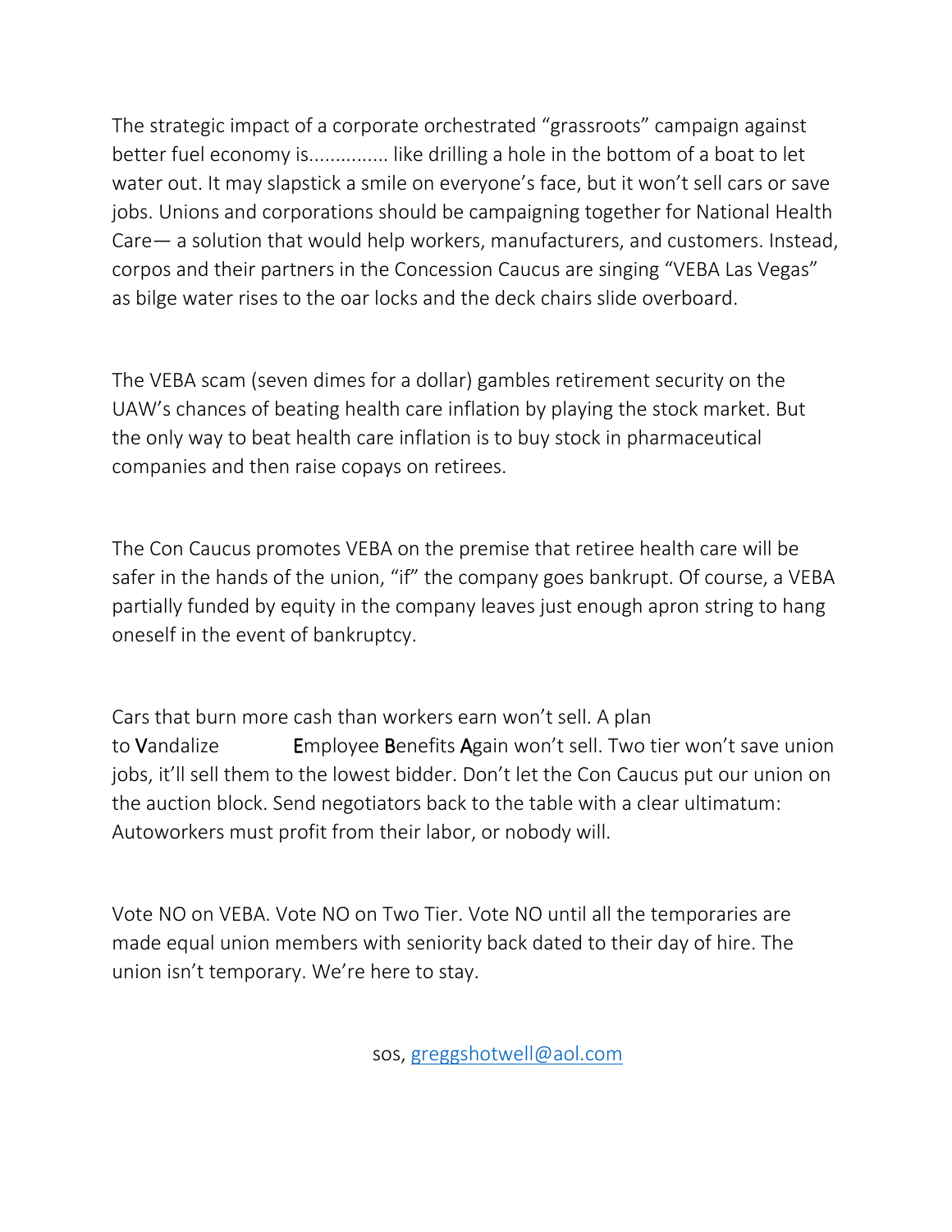The strategic impact of a corporate orchestrated "grassroots" campaign against better fuel economy is.............. like drilling a hole in the bottom of a boat to let water out. It may slapstick a smile on everyone's face, but it won't sell cars or save jobs. Unions and corporations should be campaigning together for National Health Care— a solution that would help workers, manufacturers, and customers. Instead, corpos and their partners in the Concession Caucus are singing "VEBA Las Vegas" as bilge water rises to the oar locks and the deck chairs slide overboard.

The VEBA scam (seven dimes for a dollar) gambles retirement security on the UAW's chances of beating health care inflation by playing the stock market. But the only way to beat health care inflation is to buy stock in pharmaceutical companies and then raise copays on retirees.

The Con Caucus promotes VEBA on the premise that retiree health care will be safer in the hands of the union, "if" the company goes bankrupt. Of course, a VEBA partially funded by equity in the company leaves just enough apron string to hang oneself in the event of bankruptcy.

Cars that burn more cash than workers earn won't sell. A plan to **V**andalize **E**mployee **B**enefits **A**gain won't sell. Two tier won't save union jobs, it'll sell them to the lowest bidder. Don't let the Con Caucus put our union on the auction block. Send negotiators back to the table with a clear ultimatum: Autoworkers must profit from their labor, or nobody will.

Vote NO on VEBA. Vote NO on Two Tier. Vote NO until all the temporaries are made equal union members with seniority back dated to their day of hire. The union isn't temporary. We're here to stay.

sos, greggshotwell@aol.com